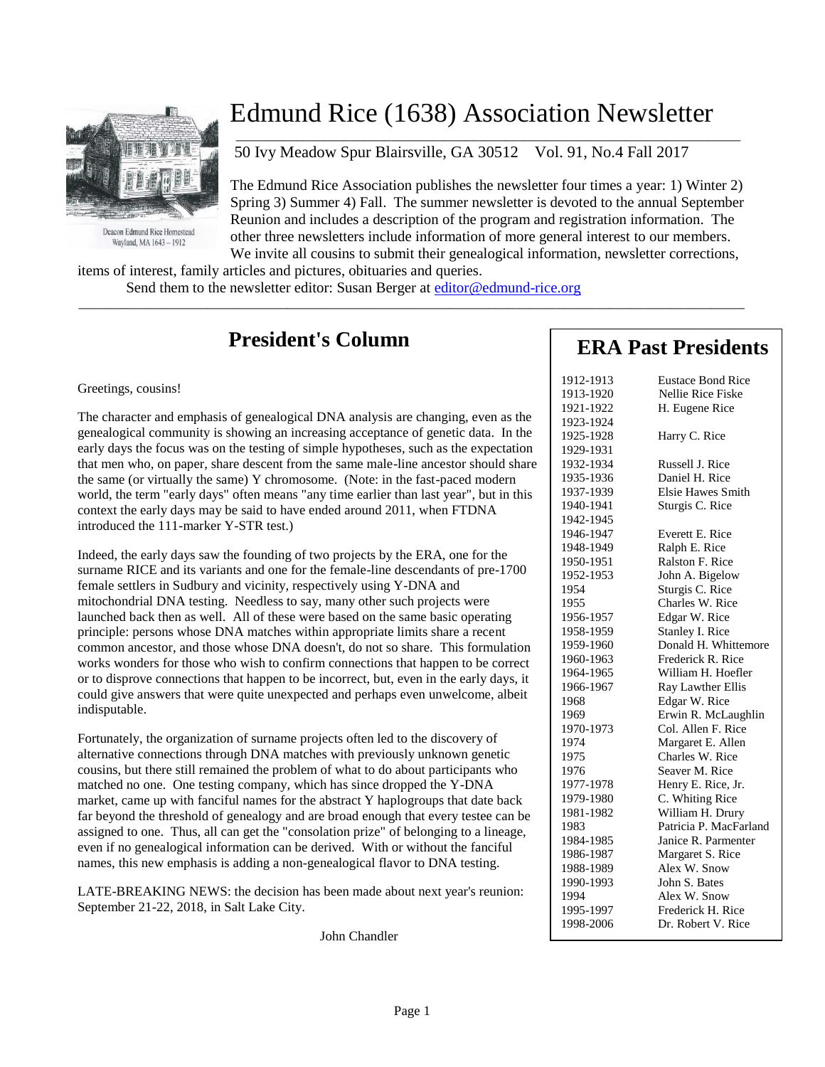# Edmund Rice (1638) Association Newsletter

Deacon Edmund Rice Homestead
Wayland, MA 1643 – 1912

50 Ivy Meadow Spur Blairsville, GA 30512 Vol. 91, No.4 Fall 2017

The Edmund Rice Association publishes the newsletter four times a year: 1) Winter 2) Spring 3) Summer 4) Fall. The summer newsletter is devoted to the annual September Reunion and includes a description of the program and registration information. The other three newsletters include information of more general interest to our members. We invite all cousins to submit their genealogical information, newsletter corrections, items of interest, family articles and pictures, obituaries and queries.

Send them to the newsletter editor: Susan Berger at editor@edmund-rice.org

## President's Column

Greetings, cousins!

The character and emphasis of genealogical DNA analysis are changing, even as the genealogical community is showing an increasing acceptance of genetic data. In the early days the focus was on the testing of simple hypotheses, such as the expectation that men who, on paper, share descent from the same male-line ancestor should share the same (or virtually the same) Y chromosome. (Note: in the fast-paced modern world, the term "early days" often means "any time earlier than last year", but in this context the early days may be said to have ended around 2011, when FTDNA introduced the 111-marker Y-STR test.)

Indeed, the early days saw the founding of two projects by the ERA, one for the surname RICE and its variants and one for the female-line descendants of pre-1700 female settlers in Sudbury and vicinity, respectively using Y-DNA and mitochondrial DNA testing. Needless to say, many other such projects were launched back then as well. All of these were based on the same basic operating principle: persons whose DNA matches within appropriate limits share a recent common ancestor, and those whose DNA doesn't, do not so share. This formulation works wonders for those who wish to confirm connections that happen to be correct or to disprove connections that happen to be incorrect, but, even in the early days, it could give answers that were quite unexpected and perhaps even unwelcome, albeit indisputable.

Fortunately, the organization of surname projects often led to the discovery of alternative connections through DNA matches with previously unknown genetic cousins, but there still remained the problem of what to do about participants who matched no one. One testing company, which has since dropped the Y-DNA market, came up with fanciful names for the abstract Y haplogroups that date back far beyond the threshold of genealogy and are broad enough that every testee can be assigned to one. Thus, all can get the "consolation prize" of belonging to a lineage, even if no genealogical information can be derived. With or without the fanciful names, this new emphasis is adding a non-genealogical flavor to DNA testing.

LATE-BREAKING NEWS: the decision has been made about next year's reunion: September 21-22, 2018, in Salt Lake City.

John Chandler

## ERA Past Presidents

| Years | President |
|---|---|
| 1912-1913 | Eustace Bond Rice |
| 1913-1920 | Nellie Rice Fiske |
| 1921-1922 | H. Eugene Rice |
| 1923-1924 | |
| 1925-1928 | Harry C. Rice |
| 1929-1931 | |
| 1932-1934 | Russell J. Rice |
| 1935-1936 | Daniel H. Rice |
| 1937-1939 | Elsie Hawes Smith |
| 1940-1941 | Sturgis C. Rice |
| 1942-1945 | |
| 1946-1947 | Everett E. Rice |
| 1948-1949 | Ralph E. Rice |
| 1950-1951 | Ralston F. Rice |
| 1952-1953 | John A. Bigelow |
| 1954 | Sturgis C. Rice |
| 1955 | Charles W. Rice |
| 1956-1957 | Edgar W. Rice |
| 1958-1959 | Stanley I. Rice |
| 1959-1960 | Donald H. Whittemore |
| 1960-1963 | Frederick R. Rice |
| 1964-1965 | William H. Hoefler |
| 1966-1967 | Ray Lawther Ellis |
| 1968 | Edgar W. Rice |
| 1969 | Erwin R. McLaughlin |
| 1970-1973 | Col. Allen F. Rice |
| 1974 | Margaret E. Allen |
| 1975 | Charles W. Rice |
| 1976 | Seaver M. Rice |
| 1977-1978 | Henry E. Rice, Jr. |
| 1979-1980 | C. Whiting Rice |
| 1981-1982 | William H. Drury |
| 1983 | Patricia P. MacFarland |
| 1984-1985 | Janice R. Parmenter |
| 1986-1987 | Margaret S. Rice |
| 1988-1989 | Alex W. Snow |
| 1990-1993 | John S. Bates |
| 1994 | Alex W. Snow |
| 1995-1997 | Frederick H. Rice |
| 1998-2006 | Dr. Robert V. Rice |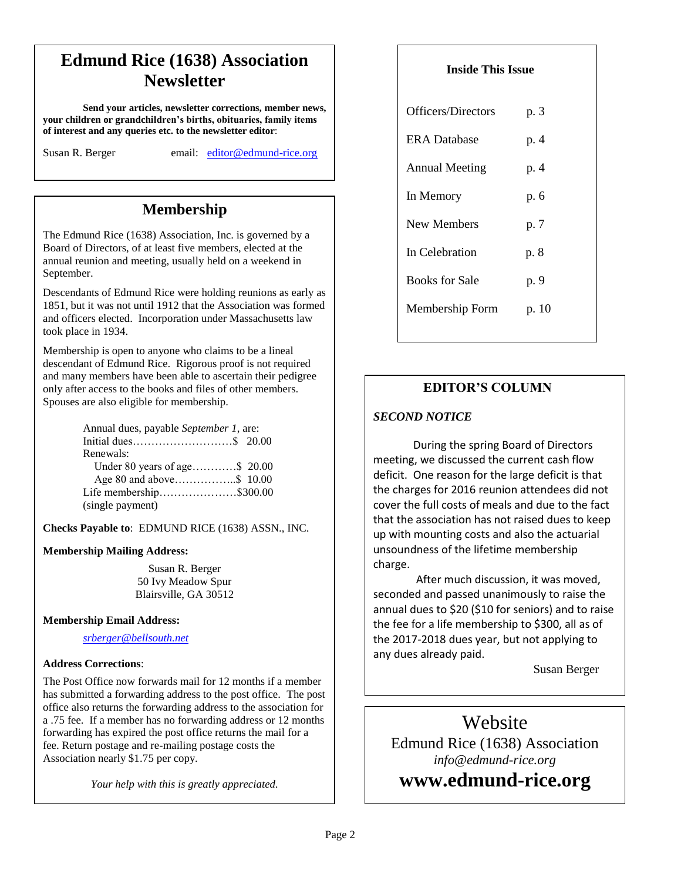# Edmund Rice (1638) Association Newsletter

**Send your articles, newsletter corrections, member news, your children or grandchildren's births, obituaries, family items of interest and any queries etc. to the newsletter editor**:

Susan R. Berger email: editor@edmund-rice.org

## Membership

The Edmund Rice (1638) Association, Inc. is governed by a Board of Directors, of at least five members, elected at the annual reunion and meeting, usually held on a weekend in September.

Descendants of Edmund Rice were holding reunions as early as 1851, but it was not until 1912 that the Association was formed and officers elected. Incorporation under Massachusetts law took place in 1934.

Membership is open to anyone who claims to be a lineal descendant of Edmund Rice. Rigorous proof is not required and many members have been able to ascertain their pedigree only after access to the books and files of other members. Spouses are also eligible for membership.

Annual dues, payable *September 1*, are:
Initial dues………………………$ 20.00
Renewals:
Under 80 years of age…………$ 20.00
Age 80 and above……………..$ 10.00
Life membership…………………$300.00
(single payment)

**Checks Payable to**: EDMUND RICE (1638) ASSN., INC.

**Membership Mailing Address:**

Susan R. Berger
50 Ivy Meadow Spur
Blairsville, GA 30512

**Membership Email Address:**

*srberger@bellsouth.net*

**Address Corrections**:

The Post Office now forwards mail for 12 months if a member has submitted a forwarding address to the post office. The post office also returns the forwarding address to the association for a .75 fee. If a member has no forwarding address or 12 months forwarding has expired the post office returns the mail for a fee. Return postage and re-mailing postage costs the Association nearly $1.75 per copy.

*Your help with this is greatly appreciated.*

**Inside This Issue**

| | |
|---|---|
| Officers/Directors | p. 3 |
| ERA Database | p. 4 |
| Annual Meeting | p. 4 |
| In Memory | p. 6 |
| New Members | p. 7 |
| In Celebration | p. 8 |
| Books for Sale | p. 9 |
| Membership Form | p. 10 |

## EDITOR'S COLUMN

***SECOND NOTICE***

During the spring Board of Directors meeting, we discussed the current cash flow deficit. One reason for the large deficit is that the charges for 2016 reunion attendees did not cover the full costs of meals and due to the fact that the association has not raised dues to keep up with mounting costs and also the actuarial unsoundness of the lifetime membership charge.

After much discussion, it was moved, seconded and passed unanimously to raise the annual dues to $20 ($10 for seniors) and to raise the fee for a life membership to $300, all as of the 2017-2018 dues year, but not applying to any dues already paid.

Susan Berger

## Website

Edmund Rice (1638) Association
*info@edmund-rice.org*
**www.edmund-rice.org**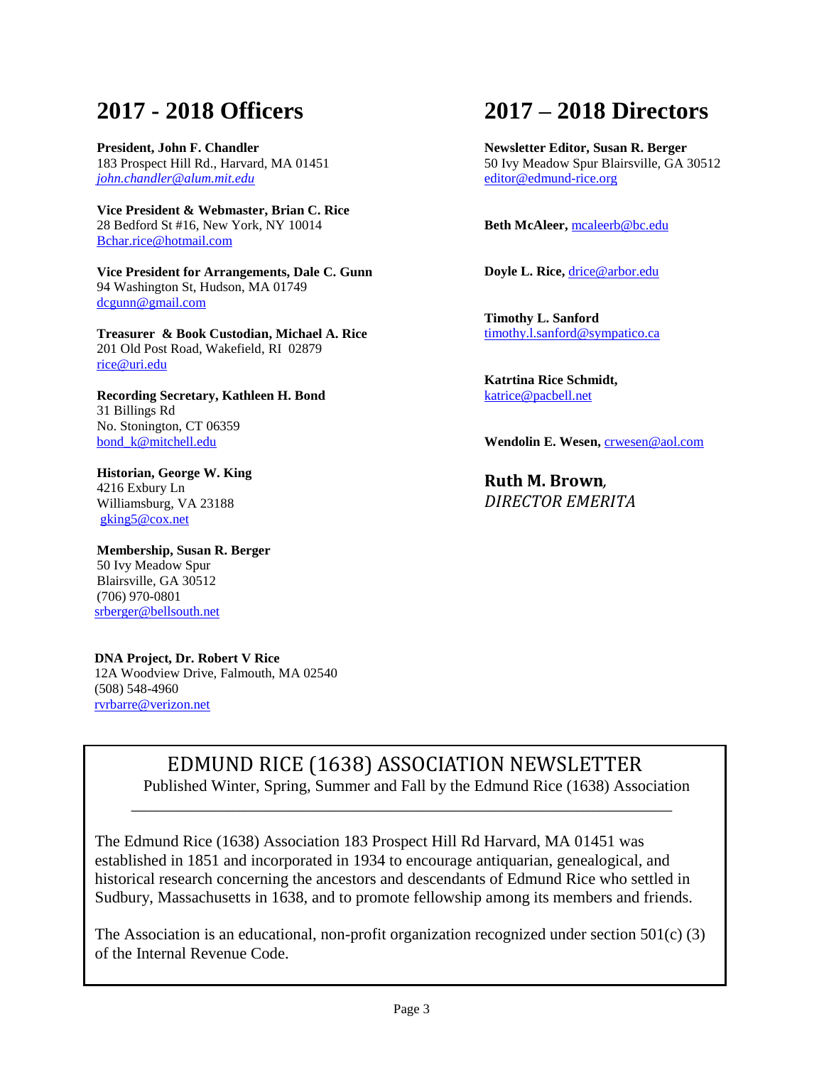# 2017 - 2018 Officers

**President, John F. Chandler**
183 Prospect Hill Rd., Harvard, MA 01451
*john.chandler@alum.mit.edu*

**Vice President & Webmaster, Brian C. Rice**
28 Bedford St #16, New York, NY 10014
Bchar.rice@hotmail.com

**Vice President for Arrangements, Dale C. Gunn**
94 Washington St, Hudson, MA 01749
dcgunn@gmail.com

**Treasurer & Book Custodian, Michael A. Rice**
201 Old Post Road, Wakefield, RI 02879
rice@uri.edu

**Recording Secretary, Kathleen H. Bond**
31 Billings Rd
No. Stonington, CT 06359
bond_k@mitchell.edu

**Historian, George W. King**
4216 Exbury Ln
Williamsburg, VA 23188
gking5@cox.net

**Membership, Susan R. Berger**
50 Ivy Meadow Spur
Blairsville, GA 30512
(706) 970-0801
srberger@bellsouth.net

**DNA Project, Dr. Robert V Rice**
12A Woodview Drive, Falmouth, MA 02540
(508) 548-4960
rvrbarre@verizon.net

# 2017 – 2018 Directors

**Newsletter Editor, Susan R. Berger**
50 Ivy Meadow Spur Blairsville, GA 30512
editor@edmund-rice.org

**Beth McAleer,** mcaleerb@bc.edu

**Doyle L. Rice,** drice@arbor.edu

**Timothy L. Sanford**
timothy.l.sanford@sympatico.ca

**Katrtina Rice Schmidt,**
katrice@pacbell.net

**Wendolin E. Wesen,** crwesen@aol.com

**Ruth M. Brown**, *DIRECTOR EMERITA*

## EDMUND RICE (1638) ASSOCIATION NEWSLETTER

Published Winter, Spring, Summer and Fall by the Edmund Rice (1638) Association

---

The Edmund Rice (1638) Association 183 Prospect Hill Rd Harvard, MA 01451 was established in 1851 and incorporated in 1934 to encourage antiquarian, genealogical, and historical research concerning the ancestors and descendants of Edmund Rice who settled in Sudbury, Massachusetts in 1638, and to promote fellowship among its members and friends.

The Association is an educational, non-profit organization recognized under section 501(c) (3) of the Internal Revenue Code.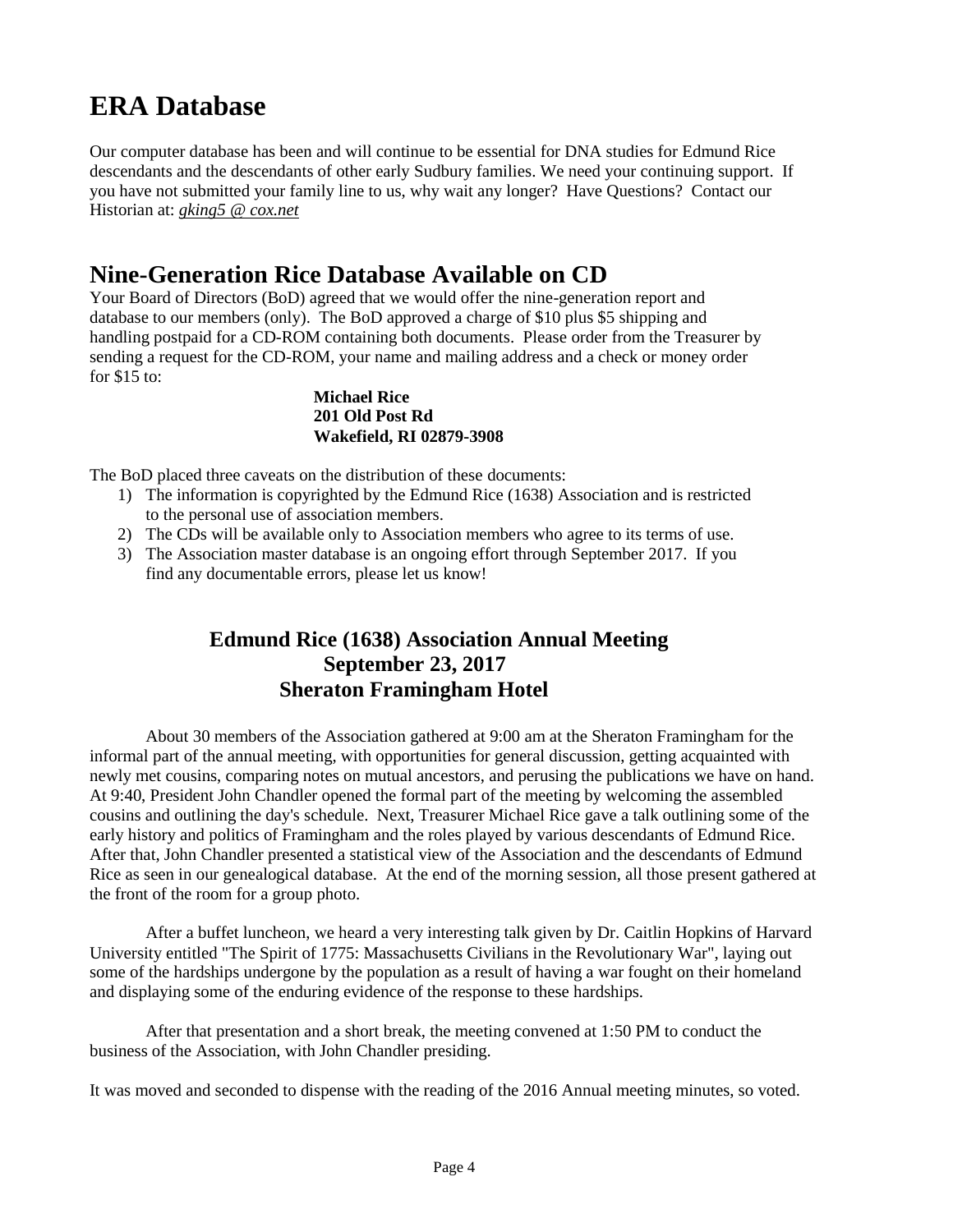# ERA Database

Our computer database has been and will continue to be essential for DNA studies for Edmund Rice descendants and the descendants of other early Sudbury families. We need your continuing support. If you have not submitted your family line to us, why wait any longer? Have Questions? Contact our Historian at: *gking5 @ cox.net*

## Nine-Generation Rice Database Available on CD

Your Board of Directors (BoD) agreed that we would offer the nine-generation report and database to our members (only). The BoD approved a charge of $10 plus $5 shipping and handling postpaid for a CD-ROM containing both documents. Please order from the Treasurer by sending a request for the CD-ROM, your name and mailing address and a check or money order for $15 to:

**Michael Rice**
**201 Old Post Rd**
**Wakefield, RI 02879-3908**

The BoD placed three caveats on the distribution of these documents:

1) The information is copyrighted by the Edmund Rice (1638) Association and is restricted to the personal use of association members.
2) The CDs will be available only to Association members who agree to its terms of use.
3) The Association master database is an ongoing effort through September 2017. If you find any documentable errors, please let us know!

### Edmund Rice (1638) Association Annual Meeting
### September 23, 2017
### Sheraton Framingham Hotel

About 30 members of the Association gathered at 9:00 am at the Sheraton Framingham for the informal part of the annual meeting, with opportunities for general discussion, getting acquainted with newly met cousins, comparing notes on mutual ancestors, and perusing the publications we have on hand. At 9:40, President John Chandler opened the formal part of the meeting by welcoming the assembled cousins and outlining the day's schedule. Next, Treasurer Michael Rice gave a talk outlining some of the early history and politics of Framingham and the roles played by various descendants of Edmund Rice. After that, John Chandler presented a statistical view of the Association and the descendants of Edmund Rice as seen in our genealogical database. At the end of the morning session, all those present gathered at the front of the room for a group photo.

After a buffet luncheon, we heard a very interesting talk given by Dr. Caitlin Hopkins of Harvard University entitled "The Spirit of 1775: Massachusetts Civilians in the Revolutionary War", laying out some of the hardships undergone by the population as a result of having a war fought on their homeland and displaying some of the enduring evidence of the response to these hardships.

After that presentation and a short break, the meeting convened at 1:50 PM to conduct the business of the Association, with John Chandler presiding.

It was moved and seconded to dispense with the reading of the 2016 Annual meeting minutes, so voted.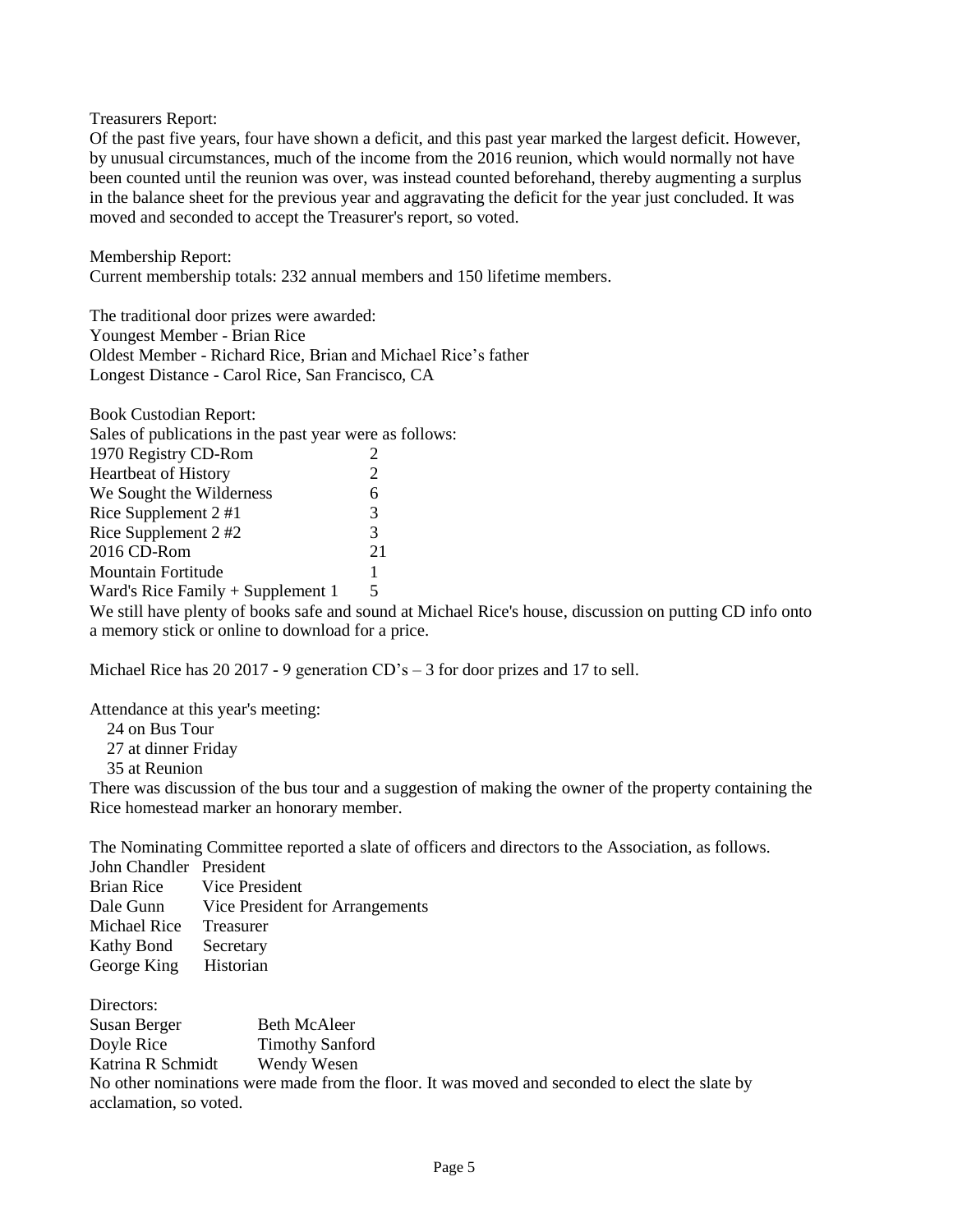Treasurers Report:
Of the past five years, four have shown a deficit, and this past year marked the largest deficit. However, by unusual circumstances, much of the income from the 2016 reunion, which would normally not have been counted until the reunion was over, was instead counted beforehand, thereby augmenting a surplus in the balance sheet for the previous year and aggravating the deficit for the year just concluded. It was moved and seconded to accept the Treasurer's report, so voted.

Membership Report:
Current membership totals: 232 annual members and 150 lifetime members.

The traditional door prizes were awarded:
Youngest Member - Brian Rice
Oldest Member - Richard Rice, Brian and Michael Rice's father
Longest Distance - Carol Rice, San Francisco, CA

Book Custodian Report:
Sales of publications in the past year were as follows:

| | |
|---|---|
| 1970 Registry CD-Rom | 2 |
| Heartbeat of History | 2 |
| We Sought the Wilderness | 6 |
| Rice Supplement 2 #1 | 3 |
| Rice Supplement 2 #2 | 3 |
| 2016 CD-Rom | 21 |
| Mountain Fortitude | 1 |
| Ward's Rice Family + Supplement 1 | 5 |

We still have plenty of books safe and sound at Michael Rice's house, discussion on putting CD info onto a memory stick or online to download for a price.

Michael Rice has 20 2017 - 9 generation CD's – 3 for door prizes and 17 to sell.

Attendance at this year's meeting:
24 on Bus Tour
27 at dinner Friday
35 at Reunion

There was discussion of the bus tour and a suggestion of making the owner of the property containing the Rice homestead marker an honorary member.

The Nominating Committee reported a slate of officers and directors to the Association, as follows.

| | |
|---|---|
| John Chandler | President |
| Brian Rice | Vice President |
| Dale Gunn | Vice President for Arrangements |
| Michael Rice | Treasurer |
| Kathy Bond | Secretary |
| George King | Historian |

Directors:

| | |
|---|---|
| Susan Berger | Beth McAleer |
| Doyle Rice | Timothy Sanford |
| Katrina R Schmidt | Wendy Wesen |

No other nominations were made from the floor. It was moved and seconded to elect the slate by acclamation, so voted.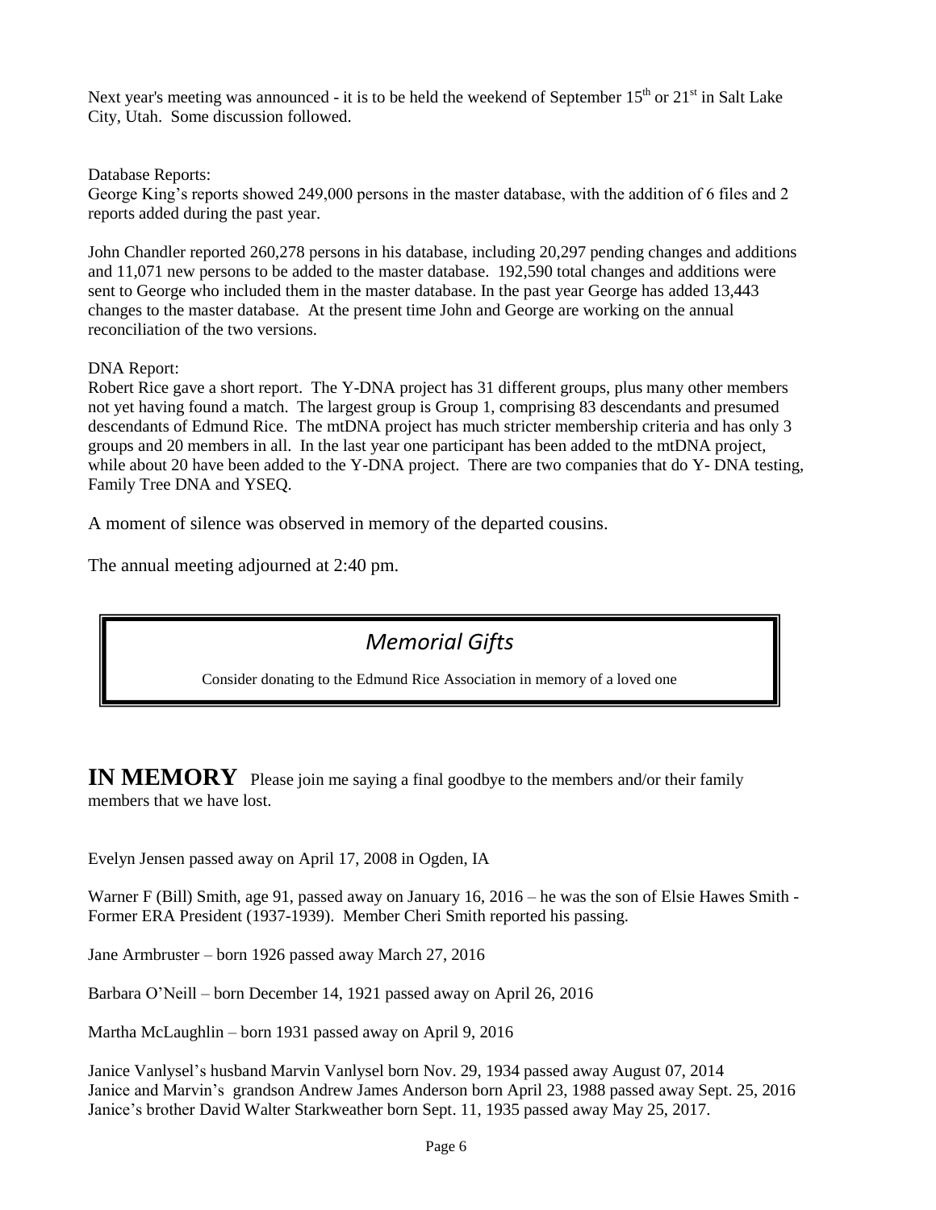Next year's meeting was announced - it is to be held the weekend of September 15th or 21st in Salt Lake City, Utah. Some discussion followed.

Database Reports:
George King's reports showed 249,000 persons in the master database, with the addition of 6 files and 2 reports added during the past year.

John Chandler reported 260,278 persons in his database, including 20,297 pending changes and additions and 11,071 new persons to be added to the master database. 192,590 total changes and additions were sent to George who included them in the master database. In the past year George has added 13,443 changes to the master database. At the present time John and George are working on the annual reconciliation of the two versions.

DNA Report:
Robert Rice gave a short report. The Y-DNA project has 31 different groups, plus many other members not yet having found a match. The largest group is Group 1, comprising 83 descendants and presumed descendants of Edmund Rice. The mtDNA project has much stricter membership criteria and has only 3 groups and 20 members in all. In the last year one participant has been added to the mtDNA project, while about 20 have been added to the Y-DNA project. There are two companies that do Y- DNA testing, Family Tree DNA and YSEQ.

A moment of silence was observed in memory of the departed cousins.

The annual meeting adjourned at 2:40 pm.

## *Memorial Gifts*

Consider donating to the Edmund Rice Association in memory of a loved one

**IN MEMORY** Please join me saying a final goodbye to the members and/or their family members that we have lost.

Evelyn Jensen passed away on April 17, 2008 in Ogden, IA

Warner F (Bill) Smith, age 91, passed away on January 16, 2016 – he was the son of Elsie Hawes Smith - Former ERA President (1937-1939). Member Cheri Smith reported his passing.

Jane Armbruster – born 1926 passed away March 27, 2016

Barbara O'Neill – born December 14, 1921 passed away on April 26, 2016

Martha McLaughlin – born 1931 passed away on April 9, 2016

Janice Vanlysel's husband Marvin Vanlysel born Nov. 29, 1934 passed away August 07, 2014
Janice and Marvin's grandson Andrew James Anderson born April 23, 1988 passed away Sept. 25, 2016
Janice's brother David Walter Starkweather born Sept. 11, 1935 passed away May 25, 2017.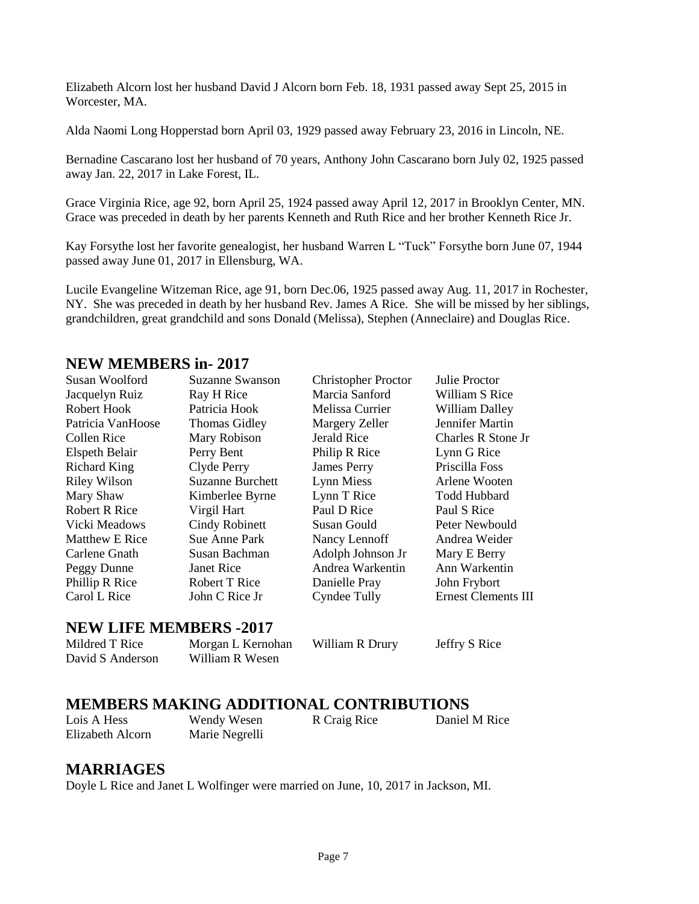Elizabeth Alcorn lost her husband David J Alcorn born Feb. 18, 1931 passed away Sept 25, 2015 in Worcester, MA.

Alda Naomi Long Hopperstad born April 03, 1929 passed away February 23, 2016 in Lincoln, NE.

Bernadine Cascarano lost her husband of 70 years, Anthony John Cascarano born July 02, 1925 passed away Jan. 22, 2017 in Lake Forest, IL.

Grace Virginia Rice, age 92, born April 25, 1924 passed away April 12, 2017 in Brooklyn Center, MN. Grace was preceded in death by her parents Kenneth and Ruth Rice and her brother Kenneth Rice Jr.

Kay Forsythe lost her favorite genealogist, her husband Warren L "Tuck" Forsythe born June 07, 1944 passed away June 01, 2017 in Ellensburg, WA.

Lucile Evangeline Witzeman Rice, age 91, born Dec.06, 1925 passed away Aug. 11, 2017 in Rochester, NY. She was preceded in death by her husband Rev. James A Rice. She will be missed by her siblings, grandchildren, great grandchild and sons Donald (Melissa), Stephen (Anneclaire) and Douglas Rice.

## NEW MEMBERS in- 2017

| | | | |
|---|---|---|---|
| Susan Woolford | Suzanne Swanson | Christopher Proctor | Julie Proctor |
| Jacquelyn Ruiz | Ray H Rice | Marcia Sanford | William S Rice |
| Robert Hook | Patricia Hook | Melissa Currier | William Dalley |
| Patricia VanHoose | Thomas Gidley | Margery Zeller | Jennifer Martin |
| Collen Rice | Mary Robison | Jerald Rice | Charles R Stone Jr |
| Elspeth Belair | Perry Bent | Philip R Rice | Lynn G Rice |
| Richard King | Clyde Perry | James Perry | Priscilla Foss |
| Riley Wilson | Suzanne Burchett | Lynn Miess | Arlene Wooten |
| Mary Shaw | Kimberlee Byrne | Lynn T Rice | Todd Hubbard |
| Robert R Rice | Virgil Hart | Paul D Rice | Paul S Rice |
| Vicki Meadows | Cindy Robinett | Susan Gould | Peter Newbould |
| Matthew E Rice | Sue Anne Park | Nancy Lennoff | Andrea Weider |
| Carlene Gnath | Susan Bachman | Adolph Johnson Jr | Mary E Berry |
| Peggy Dunne | Janet Rice | Andrea Warkentin | Ann Warkentin |
| Phillip R Rice | Robert T Rice | Danielle Pray | John Frybort |
| Carol L Rice | John C Rice Jr | Cyndee Tully | Ernest Clements III |

## NEW LIFE MEMBERS -2017

| | | | |
|---|---|---|---|
| Mildred T Rice | Morgan L Kernohan | William R Drury | Jeffry S Rice |
| David S Anderson | William R Wesen | | |

## MEMBERS MAKING ADDITIONAL CONTRIBUTIONS

| | | | |
|---|---|---|---|
| Lois A Hess | Wendy Wesen | R Craig Rice | Daniel M Rice |
| Elizabeth Alcorn | Marie Negrelli | | |

## MARRIAGES

Doyle L Rice and Janet L Wolfinger were married on June, 10, 2017 in Jackson, MI.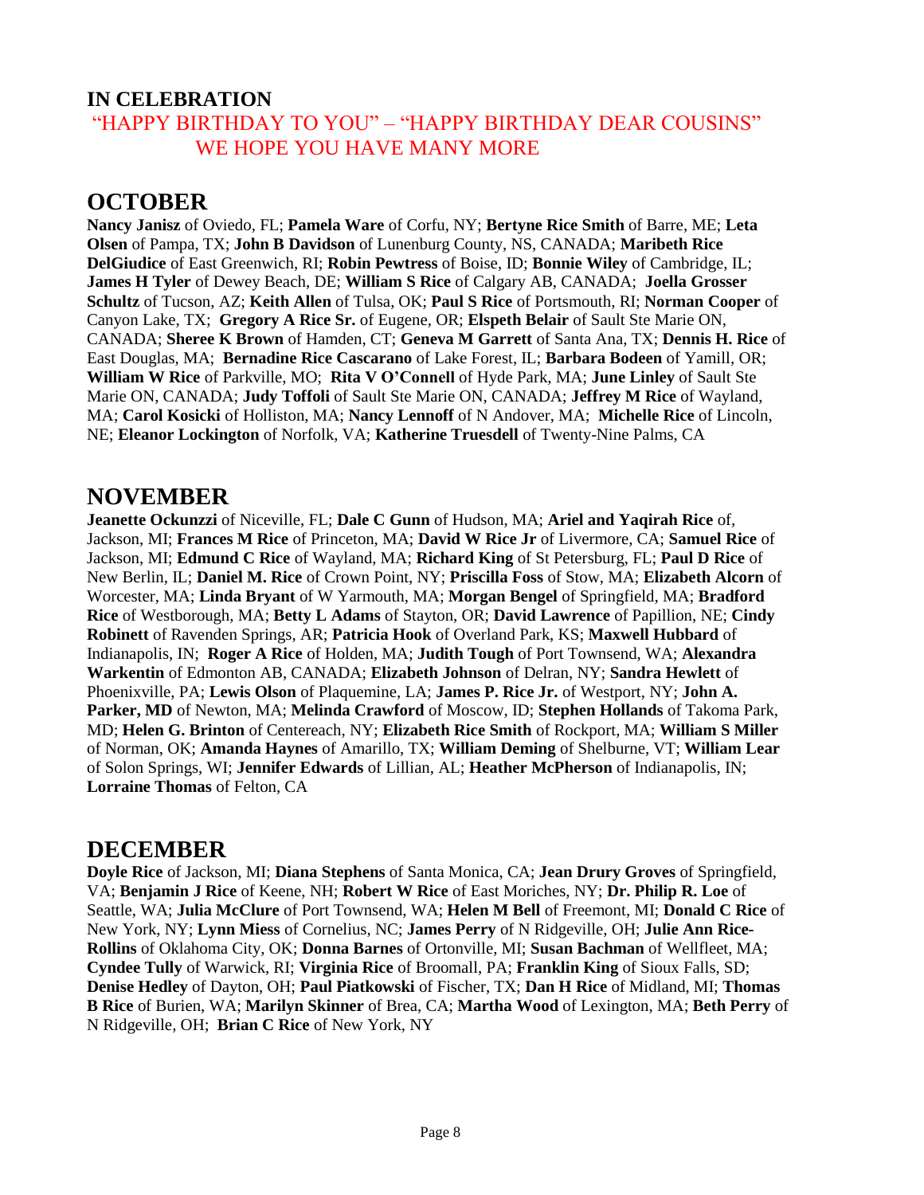**IN CELEBRATION**

"HAPPY BIRTHDAY TO YOU" – "HAPPY BIRTHDAY DEAR COUSINS"
WE HOPE YOU HAVE MANY MORE

## OCTOBER

**Nancy Janisz** of Oviedo, FL; **Pamela Ware** of Corfu, NY; **Bertyne Rice Smith** of Barre, ME; **Leta Olsen** of Pampa, TX; **John B Davidson** of Lunenburg County, NS, CANADA; **Maribeth Rice DelGiudice** of East Greenwich, RI; **Robin Pewtress** of Boise, ID; **Bonnie Wiley** of Cambridge, IL; **James H Tyler** of Dewey Beach, DE; **William S Rice** of Calgary AB, CANADA; **Joella Grosser Schultz** of Tucson, AZ; **Keith Allen** of Tulsa, OK; **Paul S Rice** of Portsmouth, RI; **Norman Cooper** of Canyon Lake, TX; **Gregory A Rice Sr.** of Eugene, OR; **Elspeth Belair** of Sault Ste Marie ON, CANADA; **Sheree K Brown** of Hamden, CT; **Geneva M Garrett** of Santa Ana, TX; **Dennis H. Rice** of East Douglas, MA; **Bernadine Rice Cascarano** of Lake Forest, IL; **Barbara Bodeen** of Yamill, OR; **William W Rice** of Parkville, MO; **Rita V O'Connell** of Hyde Park, MA; **June Linley** of Sault Ste Marie ON, CANADA; **Judy Toffoli** of Sault Ste Marie ON, CANADA; **Jeffrey M Rice** of Wayland, MA; **Carol Kosicki** of Holliston, MA; **Nancy Lennoff** of N Andover, MA; **Michelle Rice** of Lincoln, NE; **Eleanor Lockington** of Norfolk, VA; **Katherine Truesdell** of Twenty-Nine Palms, CA

## NOVEMBER

**Jeanette Ockunzzi** of Niceville, FL; **Dale C Gunn** of Hudson, MA; **Ariel and Yaqirah Rice** of, Jackson, MI; **Frances M Rice** of Princeton, MA; **David W Rice Jr** of Livermore, CA; **Samuel Rice** of Jackson, MI; **Edmund C Rice** of Wayland, MA; **Richard King** of St Petersburg, FL; **Paul D Rice** of New Berlin, IL; **Daniel M. Rice** of Crown Point, NY; **Priscilla Foss** of Stow, MA; **Elizabeth Alcorn** of Worcester, MA; **Linda Bryant** of W Yarmouth, MA; **Morgan Bengel** of Springfield, MA; **Bradford Rice** of Westborough, MA; **Betty L Adams** of Stayton, OR; **David Lawrence** of Papillion, NE; **Cindy Robinett** of Ravenden Springs, AR; **Patricia Hook** of Overland Park, KS; **Maxwell Hubbard** of Indianapolis, IN; **Roger A Rice** of Holden, MA; **Judith Tough** of Port Townsend, WA; **Alexandra Warkentin** of Edmonton AB, CANADA; **Elizabeth Johnson** of Delran, NY; **Sandra Hewlett** of Phoenixville, PA; **Lewis Olson** of Plaquemine, LA; **James P. Rice Jr.** of Westport, NY; **John A. Parker, MD** of Newton, MA; **Melinda Crawford** of Moscow, ID; **Stephen Hollands** of Takoma Park, MD; **Helen G. Brinton** of Centereach, NY; **Elizabeth Rice Smith** of Rockport, MA; **William S Miller** of Norman, OK; **Amanda Haynes** of Amarillo, TX; **William Deming** of Shelburne, VT; **William Lear** of Solon Springs, WI; **Jennifer Edwards** of Lillian, AL; **Heather McPherson** of Indianapolis, IN; **Lorraine Thomas** of Felton, CA

## DECEMBER

**Doyle Rice** of Jackson, MI; **Diana Stephens** of Santa Monica, CA; **Jean Drury Groves** of Springfield, VA; **Benjamin J Rice** of Keene, NH; **Robert W Rice** of East Moriches, NY; **Dr. Philip R. Loe** of Seattle, WA; **Julia McClure** of Port Townsend, WA; **Helen M Bell** of Freemont, MI; **Donald C Rice** of New York, NY; **Lynn Miess** of Cornelius, NC; **James Perry** of N Ridgeville, OH; **Julie Ann Rice-Rollins** of Oklahoma City, OK; **Donna Barnes** of Ortonville, MI; **Susan Bachman** of Wellfleet, MA; **Cyndee Tully** of Warwick, RI; **Virginia Rice** of Broomall, PA; **Franklin King** of Sioux Falls, SD; **Denise Hedley** of Dayton, OH; **Paul Piatkowski** of Fischer, TX; **Dan H Rice** of Midland, MI; **Thomas B Rice** of Burien, WA; **Marilyn Skinner** of Brea, CA; **Martha Wood** of Lexington, MA; **Beth Perry** of N Ridgeville, OH; **Brian C Rice** of New York, NY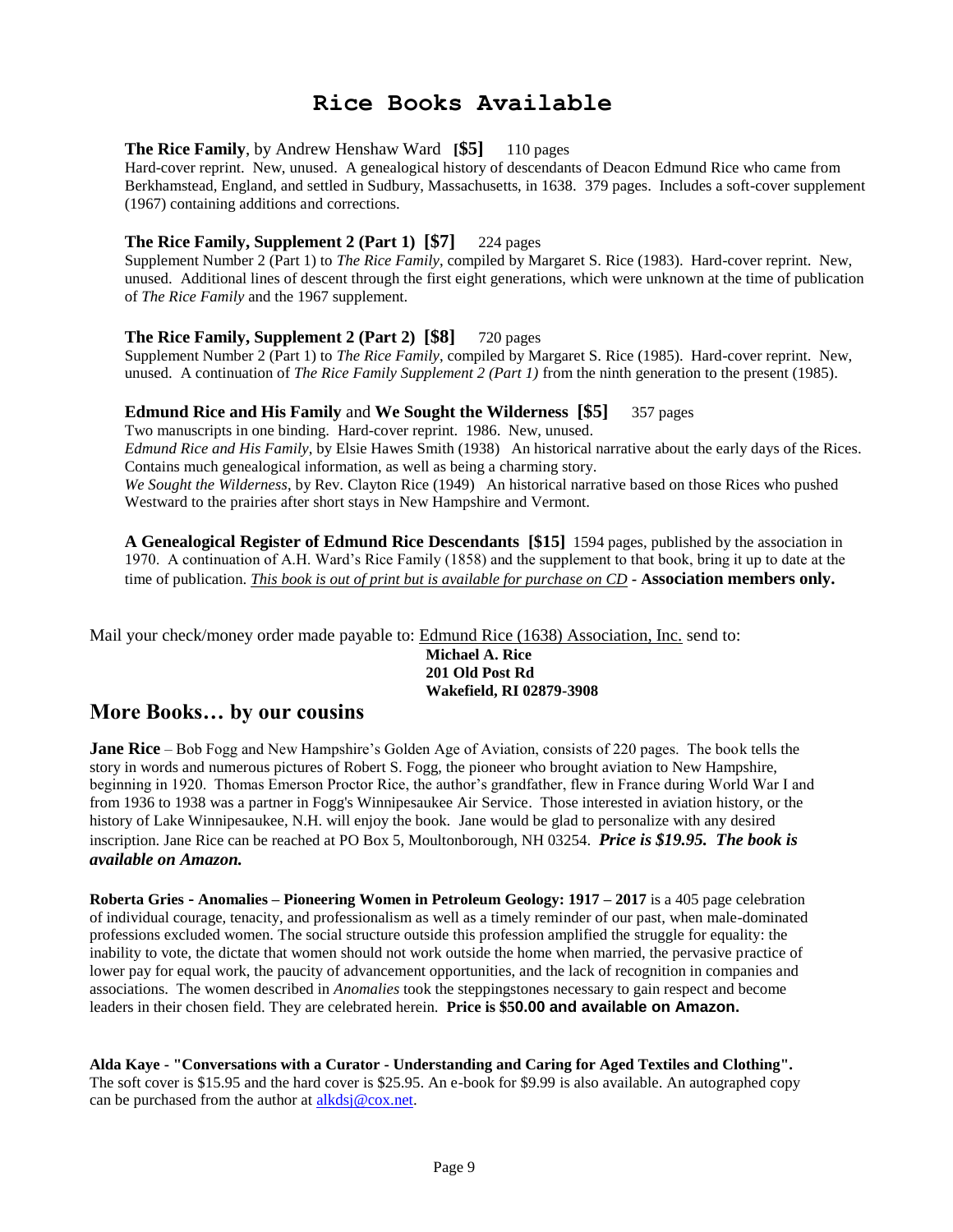# Rice Books Available

**The Rice Family**, by Andrew Henshaw Ward **[$5]** 110 pages
Hard-cover reprint. New, unused. A genealogical history of descendants of Deacon Edmund Rice who came from Berkhamstead, England, and settled in Sudbury, Massachusetts, in 1638. 379 pages. Includes a soft-cover supplement (1967) containing additions and corrections.

**The Rice Family, Supplement 2 (Part 1) [$7]** 224 pages
Supplement Number 2 (Part 1) to *The Rice Family*, compiled by Margaret S. Rice (1983). Hard-cover reprint. New, unused. Additional lines of descent through the first eight generations, which were unknown at the time of publication of *The Rice Family* and the 1967 supplement.

**The Rice Family, Supplement 2 (Part 2) [$8]** 720 pages
Supplement Number 2 (Part 1) to *The Rice Family*, compiled by Margaret S. Rice (1985). Hard-cover reprint. New, unused. A continuation of *The Rice Family Supplement 2 (Part 1)* from the ninth generation to the present (1985).

**Edmund Rice and His Family** and **We Sought the Wilderness [$5]** 357 pages
Two manuscripts in one binding. Hard-cover reprint. 1986. New, unused.
*Edmund Rice and His Family*, by Elsie Hawes Smith (1938) An historical narrative about the early days of the Rices. Contains much genealogical information, as well as being a charming story.
*We Sought the Wilderness*, by Rev. Clayton Rice (1949) An historical narrative based on those Rices who pushed Westward to the prairies after short stays in New Hampshire and Vermont.

**A Genealogical Register of Edmund Rice Descendants [$15]** 1594 pages, published by the association in 1970. A continuation of A.H. Ward's Rice Family (1858) and the supplement to that book, bring it up to date at the time of publication. *This book is out of print but is available for purchase on CD* - **Association members only.**

Mail your check/money order made payable to: Edmund Rice (1638) Association, Inc. send to:

**Michael A. Rice**
**201 Old Post Rd**
**Wakefield, RI 02879-3908**

## More Books… by our cousins

**Jane Rice** – Bob Fogg and New Hampshire's Golden Age of Aviation, consists of 220 pages. The book tells the story in words and numerous pictures of Robert S. Fogg, the pioneer who brought aviation to New Hampshire, beginning in 1920. Thomas Emerson Proctor Rice, the author's grandfather, flew in France during World War I and from 1936 to 1938 was a partner in Fogg's Winnipesaukee Air Service. Those interested in aviation history, or the history of Lake Winnipesaukee, N.H. will enjoy the book. Jane would be glad to personalize with any desired inscription. Jane Rice can be reached at PO Box 5, Moultonborough, NH 03254. ***Price is $19.95. The book is available on Amazon.***

**Roberta Gries - Anomalies – Pioneering Women in Petroleum Geology: 1917 – 2017** is a 405 page celebration of individual courage, tenacity, and professionalism as well as a timely reminder of our past, when male-dominated professions excluded women. The social structure outside this profession amplified the struggle for equality: the inability to vote, the dictate that women should not work outside the home when married, the pervasive practice of lower pay for equal work, the paucity of advancement opportunities, and the lack of recognition in companies and associations. The women described in *Anomalies* took the steppingstones necessary to gain respect and become leaders in their chosen field. They are celebrated herein. **Price is $50.00 and available on Amazon.**

**Alda Kaye - "Conversations with a Curator - Understanding and Caring for Aged Textiles and Clothing".**
The soft cover is $15.95 and the hard cover is $25.95. An e-book for $9.99 is also available. An autographed copy can be purchased from the author at alkdsj@cox.net.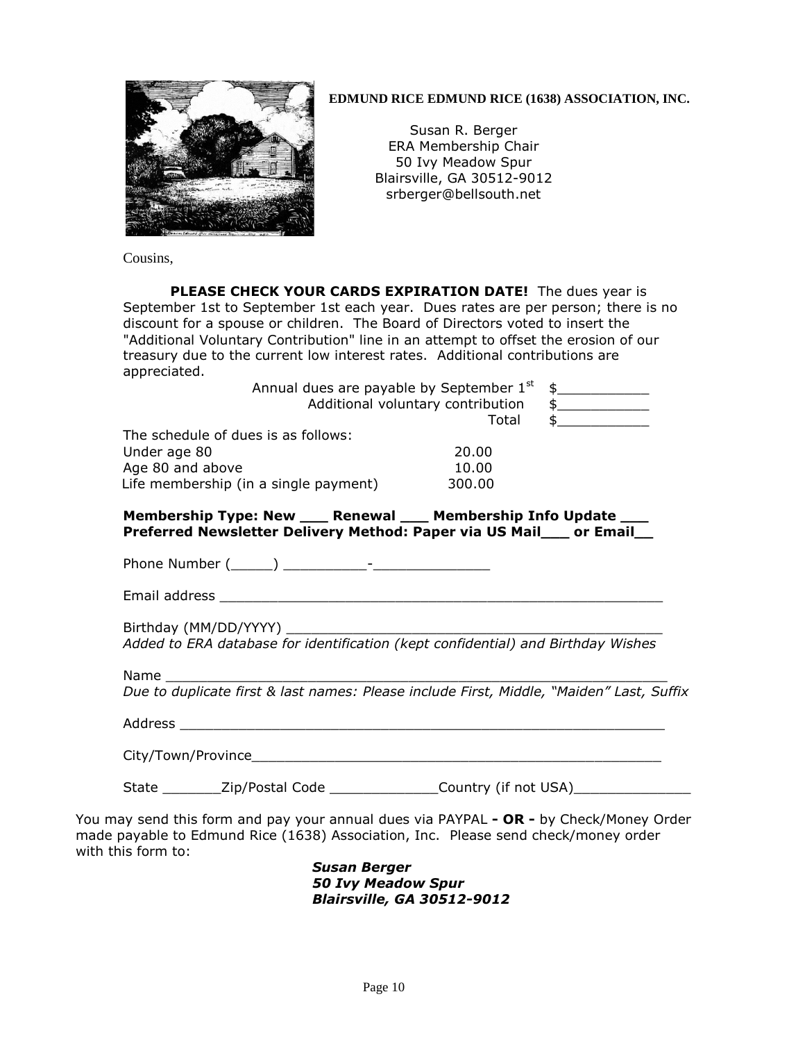**EDMUND RICE EDMUND RICE (1638) ASSOCIATION, INC.**

Susan R. Berger
ERA Membership Chair
50 Ivy Meadow Spur
Blairsville, GA 30512-9012
srberger@bellsouth.net

Cousins,

**PLEASE CHECK YOUR CARDS EXPIRATION DATE!** The dues year is September 1st to September 1st each year. Dues rates are per person; there is no discount for a spouse or children. The Board of Directors voted to insert the "Additional Voluntary Contribution" line in an attempt to offset the erosion of our treasury due to the current low interest rates. Additional contributions are appreciated.

Annual dues are payable by September 1st $___________
Additional voluntary contribution $___________
Total $___________

The schedule of dues is as follows:

| | |
|---|---|
| Under age 80 | 20.00 |
| Age 80 and above | 10.00 |
| Life membership (in a single payment) | 300.00 |

**Membership Type: New ___ Renewal ___ Membership Info Update ___**
**Preferred Newsletter Delivery Method: Paper via US Mail___ or Email__**

Phone Number (_____) __________-______________

Email address ______________________________________________________

Birthday (MM/DD/YYYY) ______________________________________________
*Added to ERA database for identification (kept confidential) and Birthday Wishes*

Name ___________________________________________________________
*Due to duplicate first & last names: Please include First, Middle, "Maiden" Last, Suffix*

Address _________________________________________________________

City/Town/Province__________________________________________________

State _______Zip/Postal Code _____________Country (if not USA)______________

You may send this form and pay your annual dues via PAYPAL **- OR -** by Check/Money Order made payable to Edmund Rice (1638) Association, Inc. Please send check/money order with this form to:

***Susan Berger***
***50 Ivy Meadow Spur***
***Blairsville, GA 30512-9012***